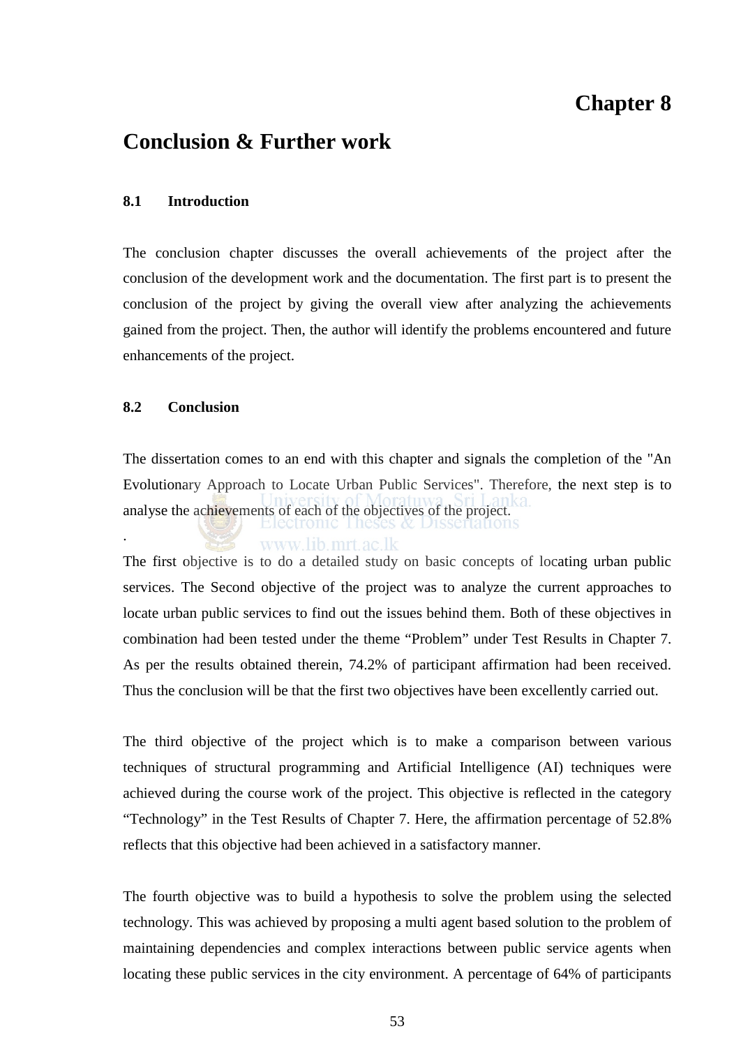# Chapter 8

# Conclusion & Further work

### 8.1 Introduction

The conclusion chapter discusses the overall achievements of the project after the conclusion of the development work and the documentation. The first part is to present the conclusion of the project by giving the overall view after analyzing the achievements gained from the project. Then, the author will identify the problems encountered and future enhancements of the project.

### 8.2 Conclusion

The dissertation comes to an end with this chapter and signals the completion of the "An Evolutionary Approach to Locate Urban Public Services". Therefore, the next step is to analyse the achievements of each of the objectives of the project.

.

The first objective is to do a detailed study on basic concepts of locating urban public services. The Second objective of the project was to analyze the current approaches to locate urban public services to find out the issues behind them. Both of these objectives in combination had been tested under the theme “Problem” under Test Results in Chapter 7. As per the results obtained therein, 74.2% of participant affirmation had been received. Thus the conclusion will be that the first two objectives have been excellently carried out.

The third objective of the project which is to make a comparison between various techniques of structural programming and Artificial Intelligence (AI) techniques were achieved during the course work of the project. This objective is reflected in the category “Technology” in the Test Results of Chapter 7. Here, the affirmation percentage of 52.8% reflects that this objective had been achieved in a satisfactory manner.

The fourth objective was to build a hypothesis to solve the problem using the selected technology. This was achieved by proposing a multi agent based solution to the problem of maintaining dependencies and complex interactions between public service agents when locating these public services in the city environment. A percentage of 64% of participants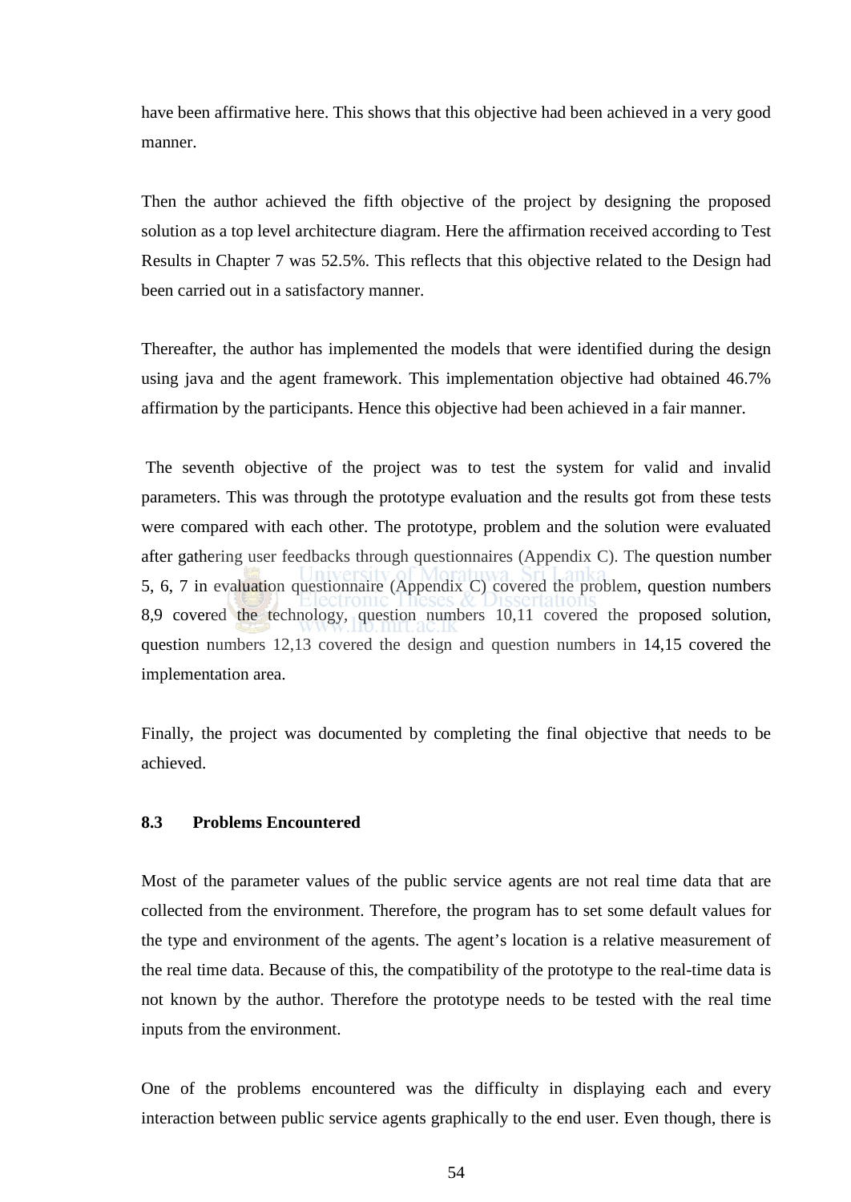have been affirmative here. This shows that this objective had been achieved in a very good manner.

Then the author achieved the fifth objective of the project by designing the proposed solution as a top level architecture diagram. Here the affirmation received according to Test Results in Chapter 7 was 52.5%. This reflects that this objective related to the Design had been carried out in a satisfactory manner.

Thereafter, the author has implemented the models that were identified during the design using java and the agent framework. This implementation objective had obtained 46.7% affirmation by the participants. Hence this objective had been achieved in a fair manner.

The seventh objective of the project was to test the system for valid and invalid parameters. This was through the prototype evaluation and the results got from these tests were compared with each other. The prototype, problem and the solution were evaluated after gathering user feedbacks through questionnaires (Appendix C). The question number 5, 6, 7 in evaluation questionnaire (Appendix C) covered the problem, question numbers 8,9 covered the technology, question numbers 10,11 covered the proposed solution, question numbers 12,13 covered the design and question numbers in 14,15 covered the implementation area.

Finally, the project was documented by completing the final objective that needs to be achieved.

### 8.3 Problems Encountered

Most of the parameter values of the public service agents are not real time data that are collected from the environment. Therefore, the program has to set some default values for the type and environment of the agents. The agent's location is a relative measurement of the real time data. Because of this, the compatibility of the prototype to the real-time data is not known by the author. Therefore the prototype needs to be tested with the real time inputs from the environment.

One of the problems encountered was the difficulty in displaying each and every interaction between public service agents graphically to the end user. Even though, there is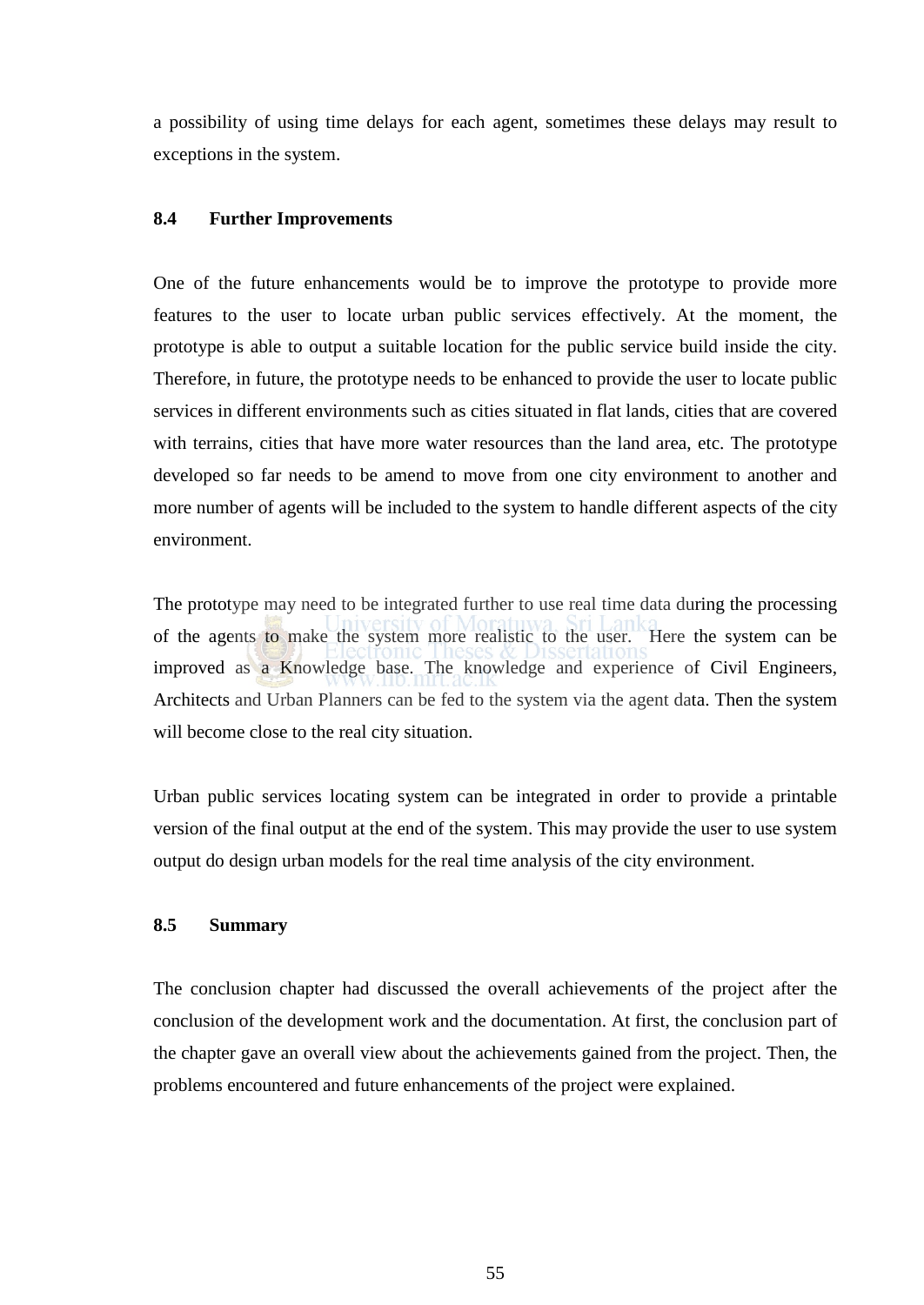a possibility of using time delays for each agent, sometimes these delays may result to exceptions in the system.

### 8.4 Further Improvements

One of the future enhancements would be to improve the prototype to provide more features to the user to locate urban public services effectively. At the moment, the prototype is able to output a suitable location for the public service build inside the city. Therefore, in future, the prototype needs to be enhanced to provide the user to locate public services in different environments such as cities situated in flat lands, cities that are covered with terrains, cities that have more water resources than the land area, etc. The prototype developed so far needs to be amend to move from one city environment to another and more number of agents will be included to the system to handle different aspects of the city environment.

The prototype may need to be integrated further to use real time data during the processing of the agents to make the system more realistic to the user. Here the system can be improved as a Knowledge base. The knowledge and experience of Civil Engineers, Architects and Urban Planners can be fed to the system via the agent data. Then the system will become close to the real city situation.

Urban public services locating system can be integrated in order to provide a printable version of the final output at the end of the system. This may provide the user to use system output do design urban models for the real time analysis of the city environment.

### 8.5 Summary

The conclusion chapter had discussed the overall achievements of the project after the conclusion of the development work and the documentation. At first, the conclusion part of the chapter gave an overall view about the achievements gained from the project. Then, the problems encountered and future enhancements of the project were explained.